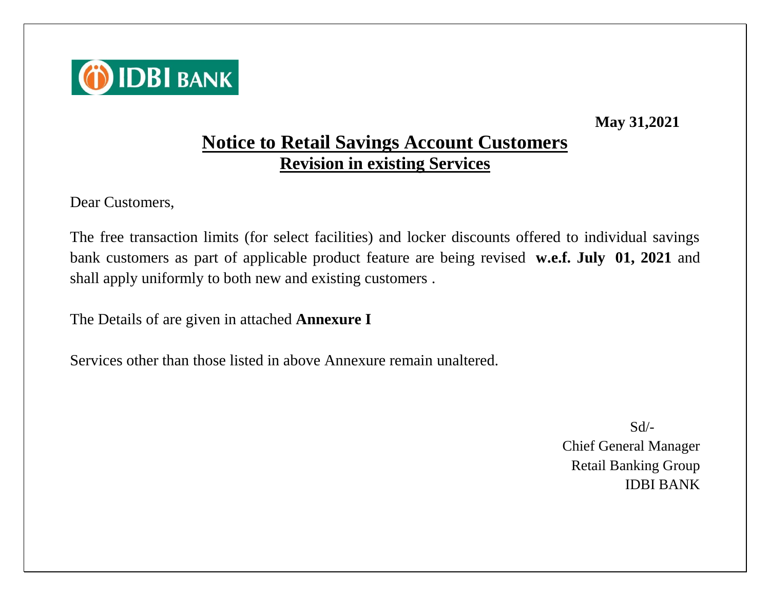IDBI BANK

**May 31,2021**

# Notice to Retail Savings Account Customers

## Revision in existing Services

Dear Customers,

The free transaction limits (for select facilities) and locker discounts offered to individual savings bank customers as part of applicable product feature are being revised **w.e.f. July 01, 2021** and shall apply uniformly to both new and existing customers .

The Details of are given in attached **Annexure I**

Services other than those listed in above Annexure remain unaltered.

Sd/-
Chief General Manager
Retail Banking Group
IDBI BANK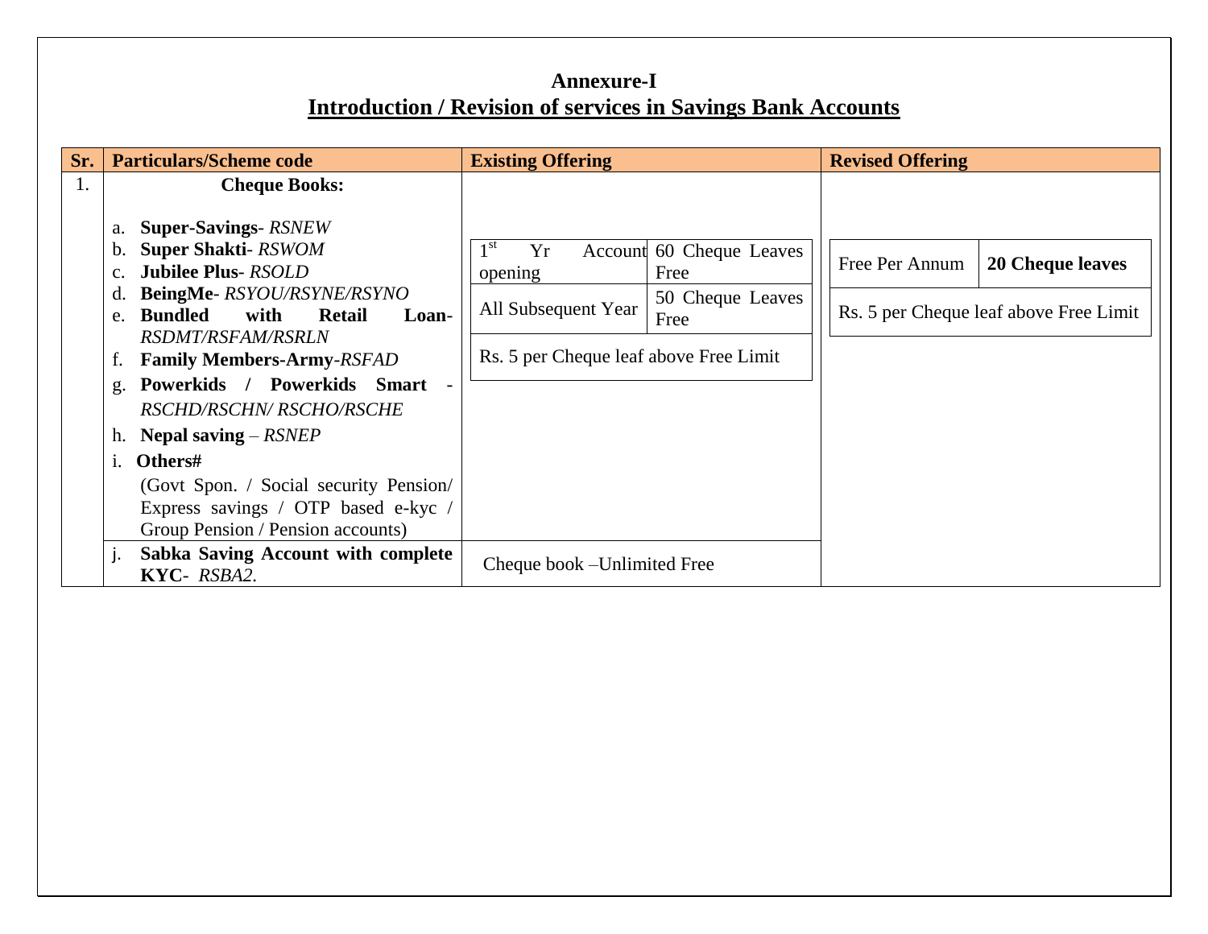# Annexure-I

## Introduction / Revision of services in Savings Bank Accounts

| Sr. | Particulars/Scheme code | Existing Offering | Revised Offering |
|---|---|---|---|
| 1. | **Cheque Books:**<br>a. **Super-Savings**- *RSNEW*<br>b. **Super Shakti**- *RSWOM*<br>c. **Jubilee Plus**- *RSOLD*<br>d. **BeingMe**- *RSYOU/RSYNE/RSYNO*<br>e. **Bundled with Retail Loan**- *RSDMT/RSFAM/RSRLN*<br>f. **Family Members-Army**-*RSFAD*<br>g. **Powerkids / Powerkids Smart** - *RSCHD/RSCHN/ RSCHO/RSCHE*<br>h. **Nepal saving** – *RSNEP*<br>i. **Others#**<br>(Govt Spon. / Social security Pension/ Express savings / OTP based e-kyc / Group Pension / Pension accounts) | 1st Yr Account opening: 60 Cheque Leaves Free<br>All Subsequent Year: 50 Cheque Leaves Free<br>Rs. 5 per Cheque leaf above Free Limit | Free Per Annum: **20 Cheque leaves**<br>Rs. 5 per Cheque leaf above Free Limit |
| | j. **Sabka Saving Account with complete KYC**- *RSBA2.* | Cheque book –Unlimited Free | |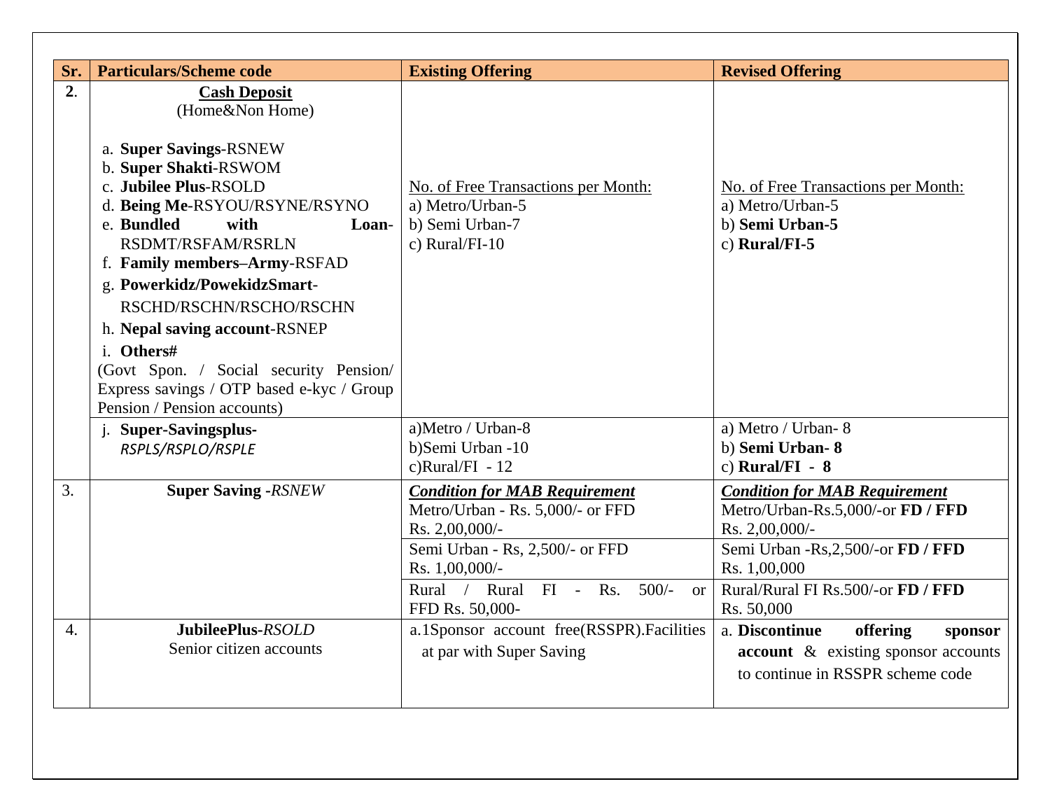| Sr. | Particulars/Scheme code | Existing Offering | Revised Offering |
|---|---|---|---|
| **2**. | **Cash Deposit**<br>(Home&Non Home)<br><br>a. **Super Savings**-RSNEW<br>b. **Super Shakti**-RSWOM<br>c. **Jubilee Plus**-RSOLD<br>d. **Being Me**-RSYOU/RSYNE/RSYNO<br>e. **Bundled with Loan**-RSDMT/RSFAM/RSRLN<br>f. **Family members–Army**-RSFAD<br>g. **Powerkidz/PowekidzSmart**-RSCHD/RSCHN/RSCHO/RSCHN<br>h. **Nepal saving account**-RSNEP<br>i. **Others#**<br>(Govt Spon. / Social security Pension/ Express savings / OTP based e-kyc / Group Pension / Pension accounts) | No. of Free Transactions per Month:<br>a) Metro/Urban-5<br>b) Semi Urban-7<br>c) Rural/FI-10 | No. of Free Transactions per Month:<br>a) Metro/Urban-5<br>b) **Semi Urban-5**<br>c) **Rural/FI-5** |
| | j. **Super-Savingsplus**-*RSPLS/RSPLO/RSPLE* | a)Metro / Urban-8<br>b)Semi Urban -10<br>c)Rural/FI - 12 | a) Metro / Urban- 8<br>b) **Semi Urban- 8**<br>c) **Rural/FI - 8** |
| 3. | **Super Saving** -*RSNEW* | ***Condition for MAB Requirement***<br>Metro/Urban - Rs. 5,000/- or FFD Rs. 2,00,000/- | ***Condition for MAB Requirement***<br>Metro/Urban-Rs.5,000/-or **FD / FFD** Rs. 2,00,000/- |
| | | Semi Urban - Rs, 2,500/- or FFD Rs. 1,00,000/- | Semi Urban -Rs,2,500/-or **FD / FFD** Rs. 1,00,000 |
| | | Rural / Rural FI - Rs. 500/- or FFD Rs. 50,000- | Rural/Rural FI Rs.500/-or **FD / FFD** Rs. 50,000 |
| 4. | **JubileePlus**-*RSOLD*<br>Senior citizen accounts | a.1Sponsor account free(RSSPR).Facilities at par with Super Saving | a. **Discontinue offering sponsor account** & existing sponsor accounts to continue in RSSPR scheme code |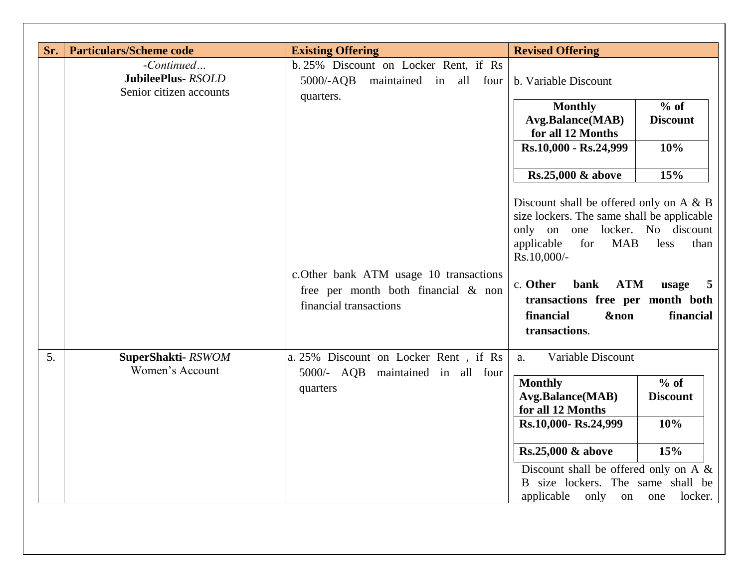| Sr. | Particulars/Scheme code | Existing Offering | Revised Offering |
|---|---|---|---|
| | -*Continued…*<br>**JubileePlus-** *RSOLD*<br>Senior citizen accounts | b. 25% Discount on Locker Rent, if Rs 5000/-AQB maintained in all four quarters.<br><br>c. Other bank ATM usage 10 transactions free per month both financial & non financial transactions | b. Variable Discount<br><br>**Monthly Avg.Balance(MAB) for all 12 Months** — **% of Discount**<br>**Rs.10,000 - Rs.24,999** — **10%**<br>**Rs.25,000 & above** — **15%**<br><br>Discount shall be offered only on A & B size lockers. The same shall be applicable only on one locker. No discount applicable for MAB less than Rs.10,000/-<br><br>c. **Other bank ATM usage 5 transactions free per month both financial &non financial transactions**. |
| 5. | **SuperShakti-** *RSWOM*<br>Women's Account | a. 25% Discount on Locker Rent , if Rs 5000/- AQB maintained in all four quarters | a. Variable Discount<br><br>**Monthly Avg.Balance(MAB) for all 12 Months** — **% of Discount**<br>**Rs.10,000- Rs.24,999** — **10%**<br>**Rs.25,000 & above** — **15%**<br><br>Discount shall be offered only on A & B size lockers. The same shall be applicable only on one locker. |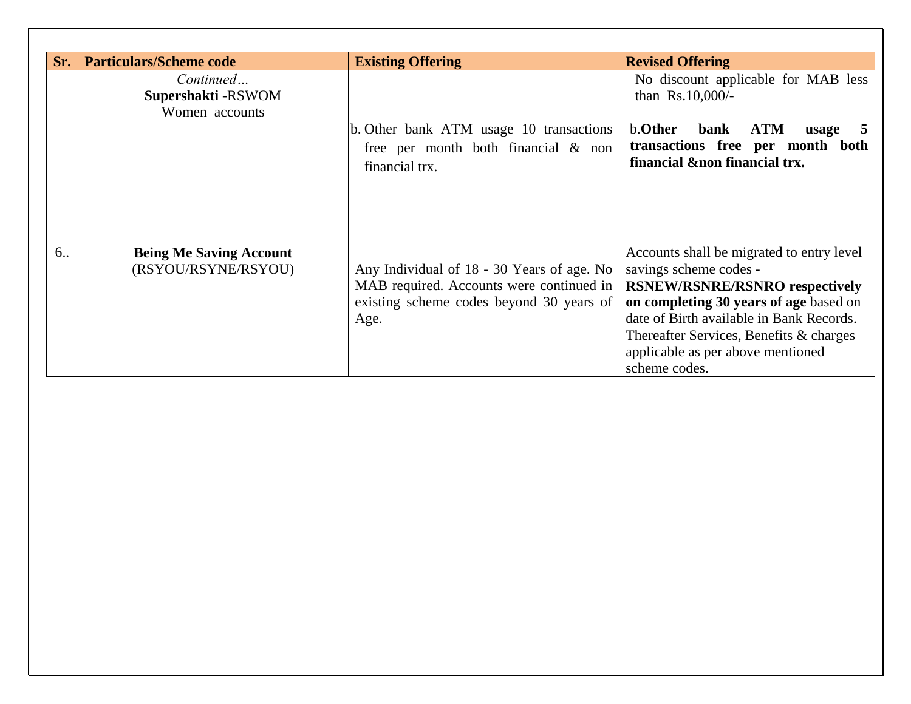| Sr. | Particulars/Scheme code | Existing Offering | Revised Offering |
|---|---|---|---|
| | *Continued…*<br>**Supershakti** -RSWOM<br>Women accounts | b. Other bank ATM usage 10 transactions free per month both financial & non financial trx. | No discount applicable for MAB less than Rs.10,000/-<br><br>b.**Other bank ATM usage 5 transactions free per month both financial &non financial trx.** |
| 6.. | **Being Me Saving Account**<br>(RSYOU/RSYNE/RSYOU) | Any Individual of 18 - 30 Years of age. No MAB required. Accounts were continued in existing scheme codes beyond 30 years of Age. | Accounts shall be migrated to entry level savings scheme codes - **RSNEW/RSNRE/RSNRO respectively on completing 30 years of age** based on date of Birth available in Bank Records. Thereafter Services, Benefits & charges applicable as per above mentioned scheme codes. |